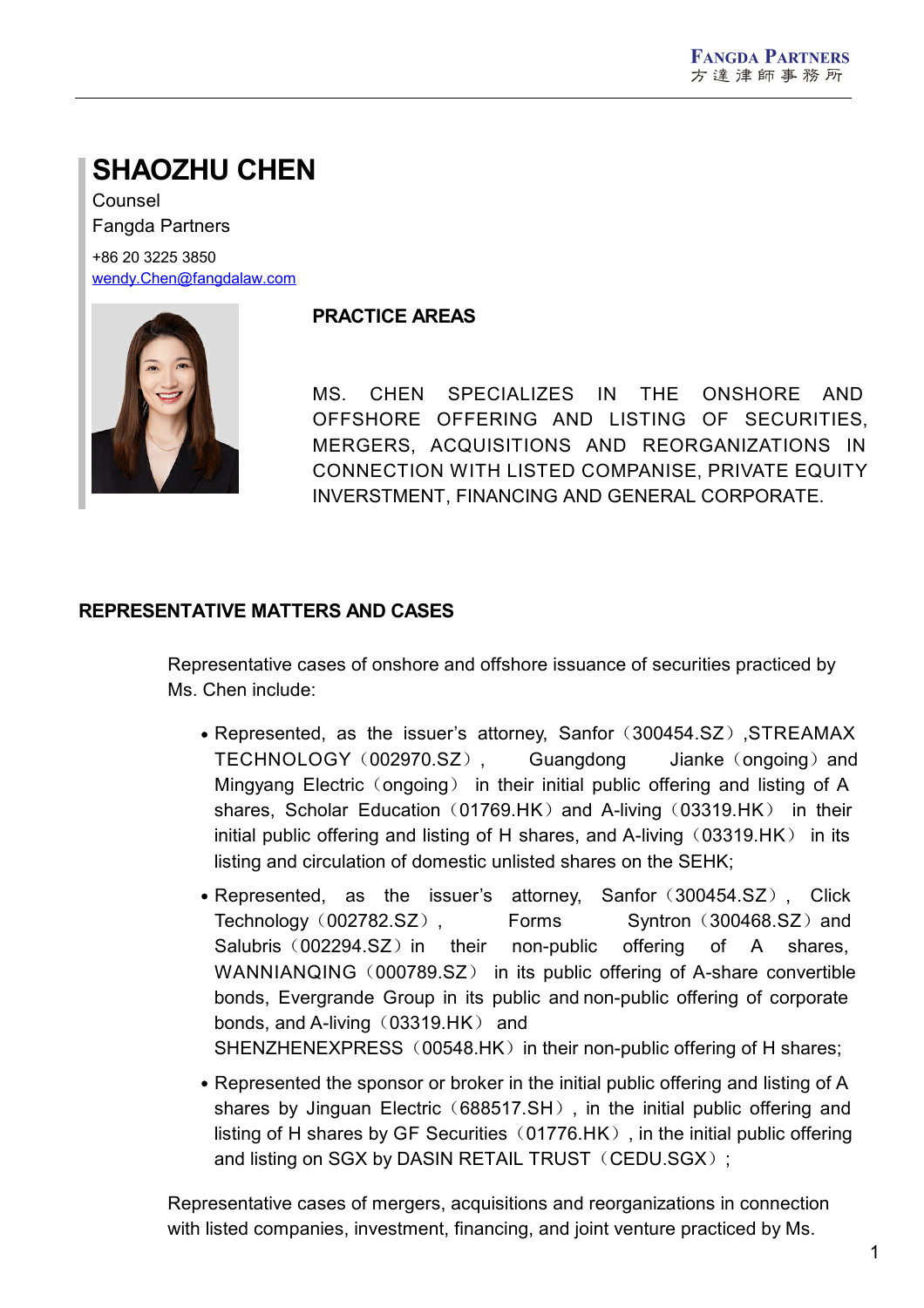# SHAOZHU CHEN

Counsel

Fangda Partners

+86 20 3225 3850

wendy.Chen@fangdalaw.com

## PRACTICE AREAS

MS. CHEN SPECIALIZES IN THE ONSHORE AND OFFSHORE OFFERING AND LISTING OF SECURITIES, MERGERS, ACQUISITIONS AND REORGANIZATIONS IN CONNECTION WITH LISTED COMPANISE, PRIVATE EQUITY INVERSTMENT, FINANCING AND GENERAL CORPORATE.

## REPRESENTATIVE MATTERS AND CASES

Representative cases of onshore and offshore issuance of securities practiced by Ms. Chen include:

- Represented, as the issuer's attorney, Sanfor（300454.SZ）,STREAMAX TECHNOLOGY（002970.SZ）, Guangdong Jianke（ongoing）and Mingyang Electric（ongoing） in their initial public offering and listing of A shares, Scholar Education（01769.HK）and A-living（03319.HK） in their initial public offering and listing of H shares, and A-living（03319.HK） in its listing and circulation of domestic unlisted shares on the SEHK;
- Represented, as the issuer's attorney, Sanfor（300454.SZ）, Click Technology（002782.SZ）, Forms Syntron（300468.SZ）and Salubris（002294.SZ）in their non-public offering of A shares, WANNIANQING（000789.SZ） in its public offering of A-share convertible bonds, Evergrande Group in its public and non-public offering of corporate bonds, and A-living（03319.HK） and SHENZHENEXPRESS（00548.HK）in their non-public offering of H shares;
- Represented the sponsor or broker in the initial public offering and listing of A shares by Jinguan Electric（688517.SH）, in the initial public offering and listing of H shares by GF Securities（01776.HK）, in the initial public offering and listing on SGX by DASIN RETAIL TRUST（CEDU.SGX）;

Representative cases of mergers, acquisitions and reorganizations in connection with listed companies, investment, financing, and joint venture practiced by Ms.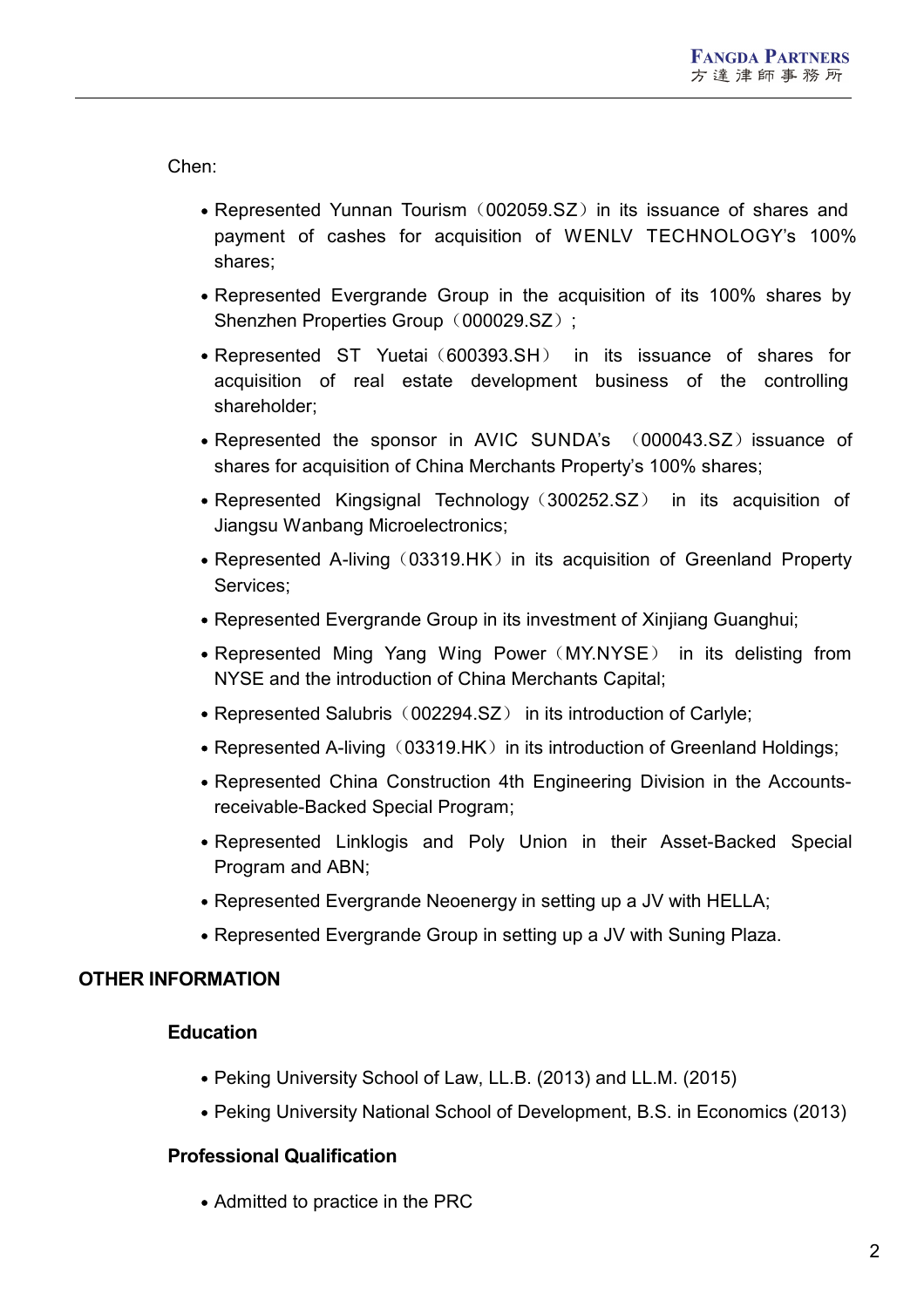Chen:

- Represented Yunnan Tourism（002059.SZ）in its issuance of shares and payment of cashes for acquisition of WENLV TECHNOLOGY's 100% shares;
- Represented Evergrande Group in the acquisition of its 100% shares by Shenzhen Properties Group（000029.SZ）;
- Represented ST Yuetai（600393.SH） in its issuance of shares for acquisition of real estate development business of the controlling shareholder;
- Represented the sponsor in AVIC SUNDA's （000043.SZ）issuance of shares for acquisition of China Merchants Property's 100% shares;
- Represented Kingsignal Technology（300252.SZ） in its acquisition of Jiangsu Wanbang Microelectronics;
- Represented A-living（03319.HK）in its acquisition of Greenland Property Services;
- Represented Evergrande Group in its investment of Xinjiang Guanghui;
- Represented Ming Yang Wing Power（MY.NYSE） in its delisting from NYSE and the introduction of China Merchants Capital;
- Represented Salubris（002294.SZ） in its introduction of Carlyle;
- Represented A-living（03319.HK）in its introduction of Greenland Holdings;
- Represented China Construction 4th Engineering Division in the Accounts-receivable-Backed Special Program;
- Represented Linklogis and Poly Union in their Asset-Backed Special Program and ABN;
- Represented Evergrande Neoenergy in setting up a JV with HELLA;
- Represented Evergrande Group in setting up a JV with Suning Plaza.

## OTHER INFORMATION

### Education

- Peking University School of Law, LL.B. (2013) and LL.M. (2015)
- Peking University National School of Development, B.S. in Economics (2013)

### Professional Qualification

- Admitted to practice in the PRC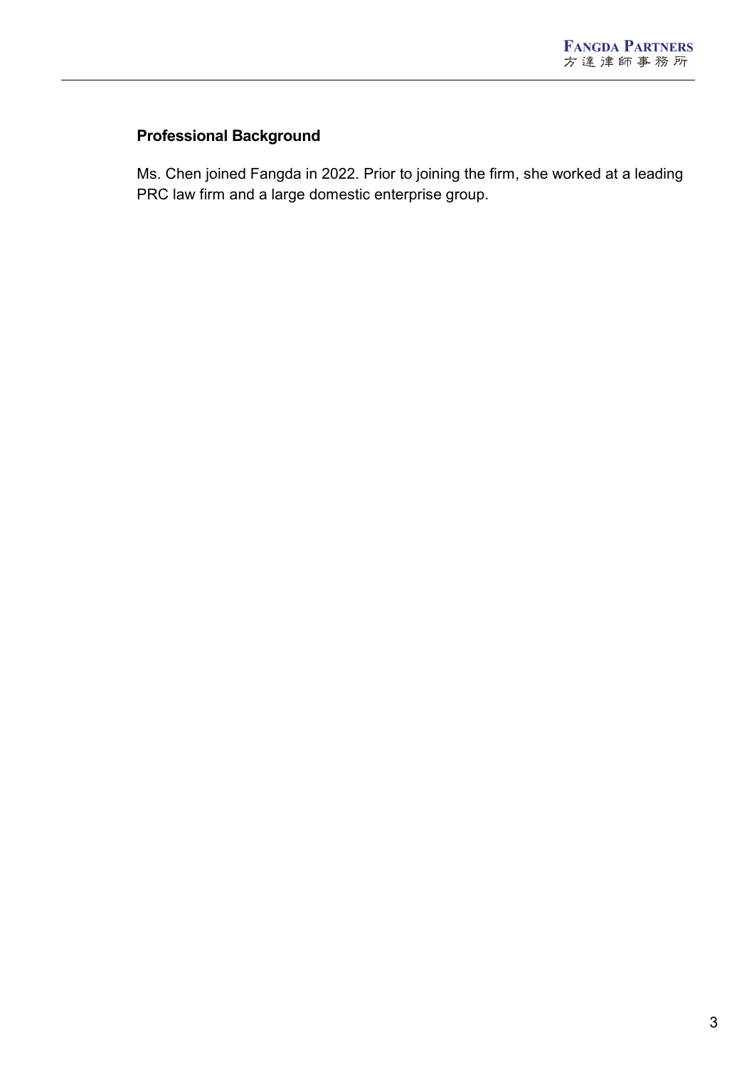## Professional Background

Ms. Chen joined Fangda in 2022. Prior to joining the firm, she worked at a leading PRC law firm and a large domestic enterprise group.